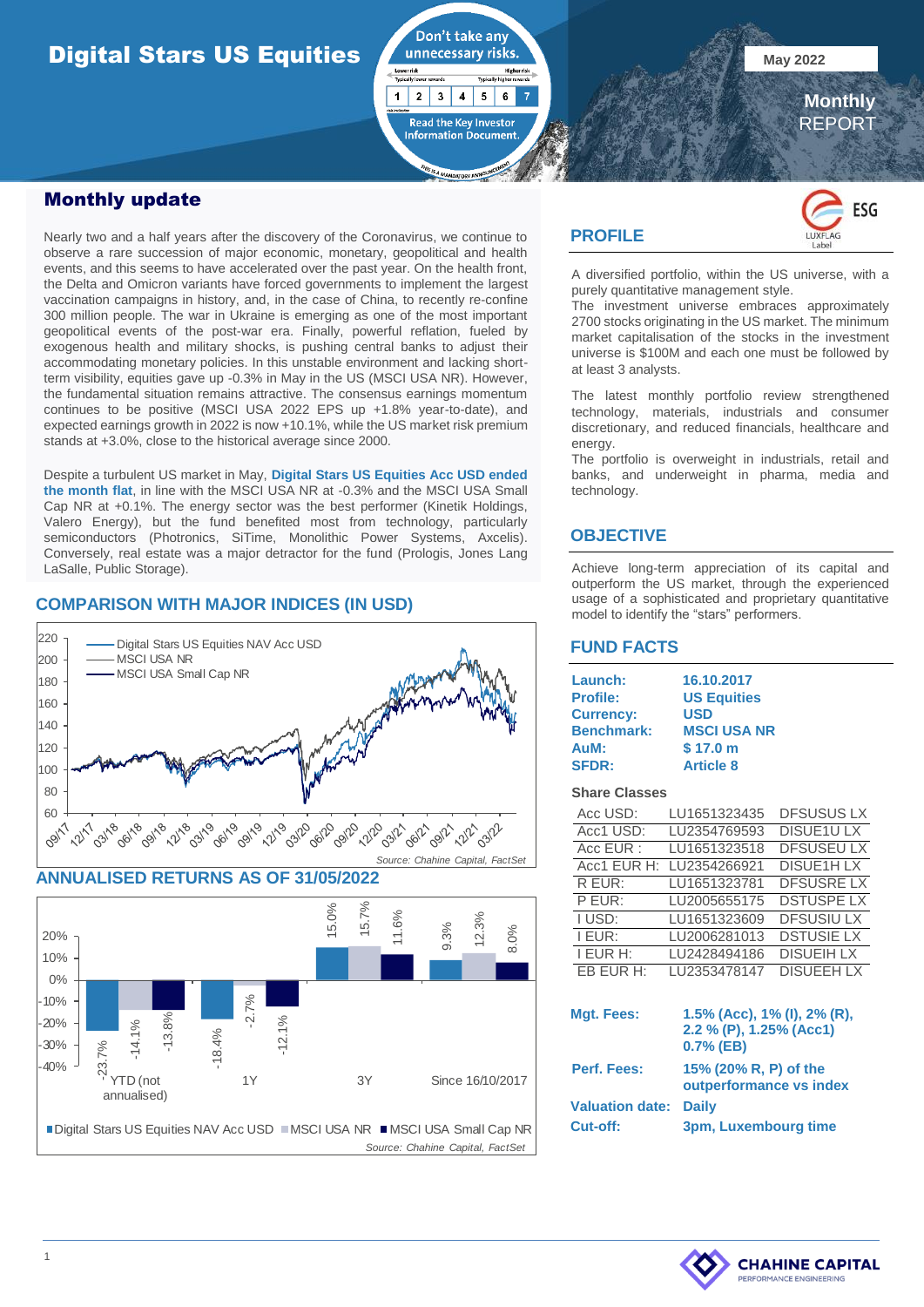# Digital Stars US Equities

Don't take any unnecessary risks.

Lower risk / Higher risk — Typically lower rewards / Typically higher rewards

| 1 | 2 | 3 | 4 | 5 | 6 | 7 |
|---|---|---|---|---|---|---|

Read the Key Investor Information Document.

THIS IS A MANDATORY ANNOUNCEMENT

May 2022

**Monthly** REPORT

## Monthly update

Nearly two and a half years after the discovery of the Coronavirus, we continue to observe a rare succession of major economic, monetary, geopolitical and health events, and this seems to have accelerated over the past year. On the health front, the Delta and Omicron variants have forced governments to implement the largest vaccination campaigns in history, and, in the case of China, to recently re-confine 300 million people. The war in Ukraine is emerging as one of the most important geopolitical events of the post-war era. Finally, powerful reflation, fueled by exogenous health and military shocks, is pushing central banks to adjust their accommodating monetary policies. In this unstable environment and lacking short-term visibility, equities gave up -0.3% in May in the US (MSCI USA NR). However, the fundamental situation remains attractive. The consensus earnings momentum continues to be positive (MSCI USA 2022 EPS up +1.8% year-to-date), and expected earnings growth in 2022 is now +10.1%, while the US market risk premium stands at +3.0%, close to the historical average since 2000.

Despite a turbulent US market in May, **Digital Stars US Equities Acc USD ended the month flat**, in line with the MSCI USA NR at -0.3% and the MSCI USA Small Cap NR at +0.1%. The energy sector was the best performer (Kinetik Holdings, Valero Energy), but the fund benefited most from technology, particularly semiconductors (Photronics, SiTime, Monolithic Power Systems, Axcelis). Conversely, real estate was a major detractor for the fund (Prologis, Jones Lang LaSalle, Public Storage).

## COMPARISON WITH MAJOR INDICES (IN USD)

Legend: Digital Stars US Equities NAV Acc USD; MSCI USA NR; MSCI USA Small Cap NR

Source: Chahine Capital, FactSet

## ANNUALISED RETURNS AS OF 31/05/2022

| | Digital Stars US Equities NAV Acc USD | MSCI USA NR | MSCI USA Small Cap NR |
|---|---|---|---|
| YTD (not annualised) | -23.7% | -14.1% | -13.8% |
| 1Y | -18.4% | -2.7% | -12.1% |
| 3Y | 15.0% | 15.7% | 11.6% |
| Since 16/10/2017 | 9.3% | 12.3% | 8.0% |

Source: Chahine Capital, FactSet

## PROFILE

ESG LUXFLAG Label

A diversified portfolio, within the US universe, with a purely quantitative management style.
The investment universe embraces approximately 2700 stocks originating in the US market. The minimum market capitalisation of the stocks in the investment universe is $100M and each one must be followed by at least 3 analysts.

The latest monthly portfolio review strengthened technology, materials, industrials and consumer discretionary, and reduced financials, healthcare and energy.
The portfolio is overweight in industrials, retail and banks, and underweight in pharma, media and technology.

## OBJECTIVE

Achieve long-term appreciation of its capital and outperform the US market, through the experienced usage of a sophisticated and proprietary quantitative model to identify the "stars" performers.

## FUND FACTS

| | |
|---|---|
| **Launch:** | **16.10.2017** |
| **Profile:** | **US Equities** |
| **Currency:** | **USD** |
| **Benchmark:** | **MSCI USA NR** |
| **AuM:** | **$ 17.0 m** |
| **SFDR:** | **Article 8** |

**Share Classes**

| | | |
|---|---|---|
| Acc USD: | LU1651323435 | DFSUSUS LX |
| Acc1 USD: | LU2354769593 | DISUE1U LX |
| Acc EUR : | LU1651323518 | DFSUSEU LX |
| Acc1 EUR H: | LU2354266921 | DISUE1H LX |
| R EUR: | LU1651323781 | DFSUSRE LX |
| P EUR: | LU2005655175 | DSTUSPE LX |
| I USD: | LU1651323609 | DFSUSIU LX |
| I EUR: | LU2006281013 | DSTUSIE LX |
| I EUR H: | LU2428494186 | DISUEIH LX |
| EB EUR H: | LU2353478147 | DISUEEH LX |

| | |
|---|---|
| **Mgt. Fees:** | **1.5% (Acc), 1% (I), 2% (R), 2.2 % (P), 1.25% (Acc1) 0.7% (EB)** |
| **Perf. Fees:** | **15% (20% R, P) of the outperformance vs index** |
| **Valuation date:** | **Daily** |
| **Cut-off:** | **3pm, Luxembourg time** |

CHAHINE CAPITAL
PERFORMANCE ENGINEERING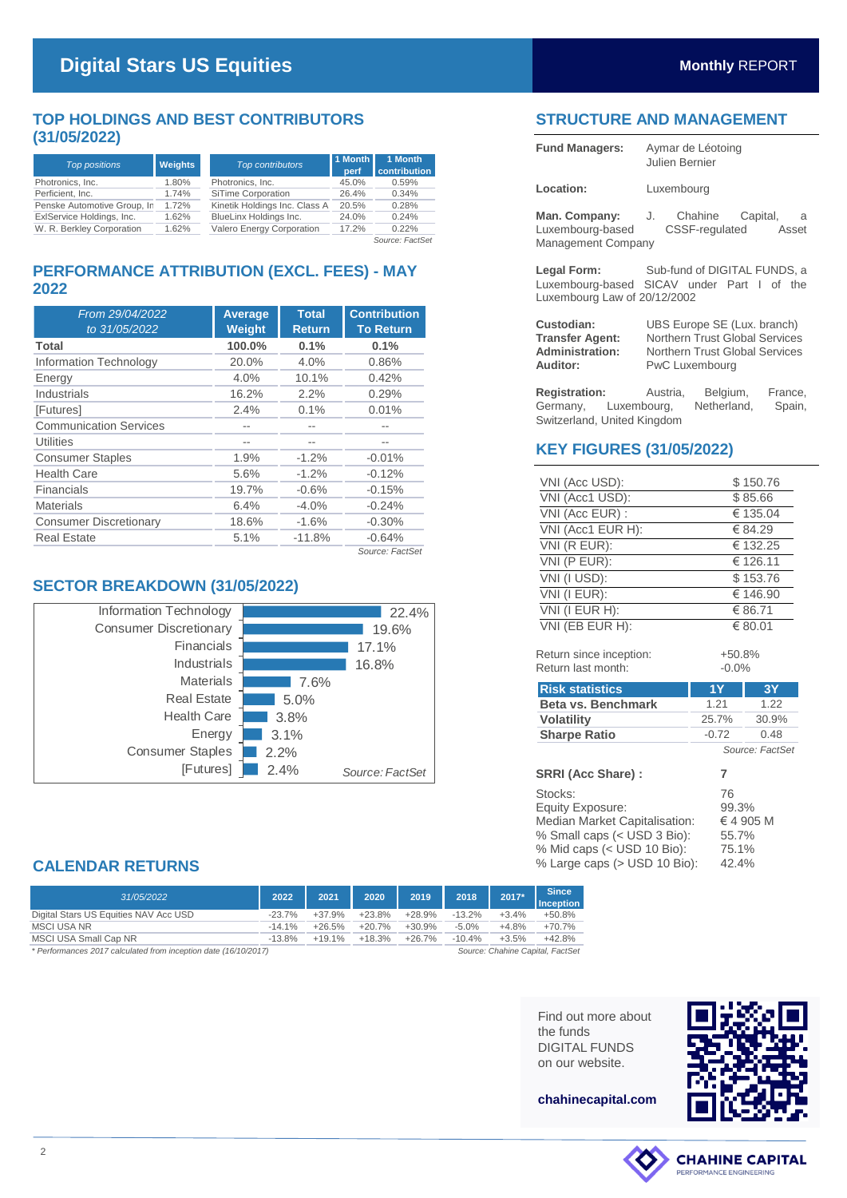# Digital Stars US Equities

**Monthly** REPORT

## TOP HOLDINGS AND BEST CONTRIBUTORS (31/05/2022)

| *Top positions* | Weights |
|---|---|
| Photronics, Inc. | 1.80% |
| Perficient, Inc. | 1.74% |
| Penske Automotive Group, In | 1.72% |
| ExlService Holdings, Inc. | 1.62% |
| W. R. Berkley Corporation | 1.62% |

| *Top contributors* | 1 Month perf | 1 Month contribution |
|---|---|---|
| Photronics, Inc. | 45.0% | 0.59% |
| SiTime Corporation | 26.4% | 0.34% |
| Kinetik Holdings Inc. Class A | 20.5% | 0.28% |
| BlueLinx Holdings Inc. | 24.0% | 0.24% |
| Valero Energy Corporation | 17.2% | 0.22% |

*Source: FactSet*

## PERFORMANCE ATTRIBUTION (EXCL. FEES) - MAY 2022

| *From 29/04/2022 to 31/05/2022* | Average Weight | Total Return | Contribution To Return |
|---|---|---|---|
| **Total** | **100.0%** | **0.1%** | **0.1%** |
| Information Technology | 20.0% | 4.0% | 0.86% |
| Energy | 4.0% | 10.1% | 0.42% |
| Industrials | 16.2% | 2.2% | 0.29% |
| [Futures] | 2.4% | 0.1% | 0.01% |
| Communication Services | -- | -- | -- |
| Utilities | -- | -- | -- |
| Consumer Staples | 1.9% | -1.2% | -0.01% |
| Health Care | 5.6% | -1.2% | -0.12% |
| Financials | 19.7% | -0.6% | -0.15% |
| Materials | 6.4% | -4.0% | -0.24% |
| Consumer Discretionary | 18.6% | -1.6% | -0.30% |
| Real Estate | 5.1% | -11.8% | -0.64% |

*Source: FactSet*

## SECTOR BREAKDOWN (31/05/2022)

| Sector | Weight |
|---|---|
| Information Technology | 22.4% |
| Consumer Discretionary | 19.6% |
| Financials | 17.1% |
| Industrials | 16.8% |
| Materials | 7.6% |
| Real Estate | 5.0% |
| Health Care | 3.8% |
| Energy | 3.1% |
| Consumer Staples | 2.2% |
| [Futures] | 2.4% |

*Source: FactSet*

## CALENDAR RETURNS

| *31/05/2022* | 2022 | 2021 | 2020 | 2019 | 2018 | 2017* | Since Inception |
|---|---|---|---|---|---|---|---|
| Digital Stars US Equities NAV Acc USD | -23.7% | +37.9% | +23.8% | +28.9% | -13.2% | +3.4% | +50.8% |
| MSCI USA NR | -14.1% | +26.5% | +20.7% | +30.9% | -5.0% | +4.8% | +70.7% |
| MSCI USA Small Cap NR | -13.8% | +19.1% | +18.3% | +26.7% | -10.4% | +3.5% | +42.8% |

*\* Performances 2017 calculated from inception date (16/10/2017)*

*Source: Chahine Capital, FactSet*

## STRUCTURE AND MANAGEMENT

**Fund Managers:** Aymar de Léotoing, Julien Bernier

**Location:** Luxembourg

**Man. Company:** J. Chahine Capital, a Luxembourg-based CSSF-regulated Asset Management Company

**Legal Form:** Sub-fund of DIGITAL FUNDS, a Luxembourg-based SICAV under Part I of the Luxembourg Law of 20/12/2002

**Custodian:** UBS Europe SE (Lux. branch)
**Transfer Agent:** Northern Trust Global Services
**Administration:** Northern Trust Global Services
**Auditor:** PwC Luxembourg

**Registration:** Austria, Belgium, France, Germany, Luxembourg, Netherland, Spain, Switzerland, United Kingdom

## KEY FIGURES (31/05/2022)

| | |
|---|---|
| VNI (Acc USD): | $ 150.76 |
| VNI (Acc1 USD): | $ 85.66 |
| VNI (Acc EUR) : | € 135.04 |
| VNI (Acc1 EUR H): | € 84.29 |
| VNI (R EUR): | € 132.25 |
| VNI (P EUR): | € 126.11 |
| VNI (I USD): | $ 153.76 |
| VNI (I EUR): | € 146.90 |
| VNI (I EUR H): | € 86.71 |
| VNI (EB EUR H): | € 80.01 |

Return since inception: +50.8%
Return last month: -0.0%

| Risk statistics | 1Y | 3Y |
|---|---|---|
| **Beta vs. Benchmark** | 1.21 | 1.22 |
| **Volatility** | 25.7% | 30.9% |
| **Sharpe Ratio** | -0.72 | 0.48 |

*Source: FactSet*

**SRRI (Acc Share) :** 7

| | |
|---|---|
| Stocks: | 76 |
| Equity Exposure: | 99.3% |
| Median Market Capitalisation: | € 4 905 M |
| % Small caps (< USD 3 Bio): | 55.7% |
| % Mid caps (< USD 10 Bio): | 75.1% |
| % Large caps (> USD 10 Bio): | 42.4% |

Find out more about the funds DIGITAL FUNDS on our website.

**chahinecapital.com**

CHAHINE CAPITAL
PERFORMANCE ENGINEERING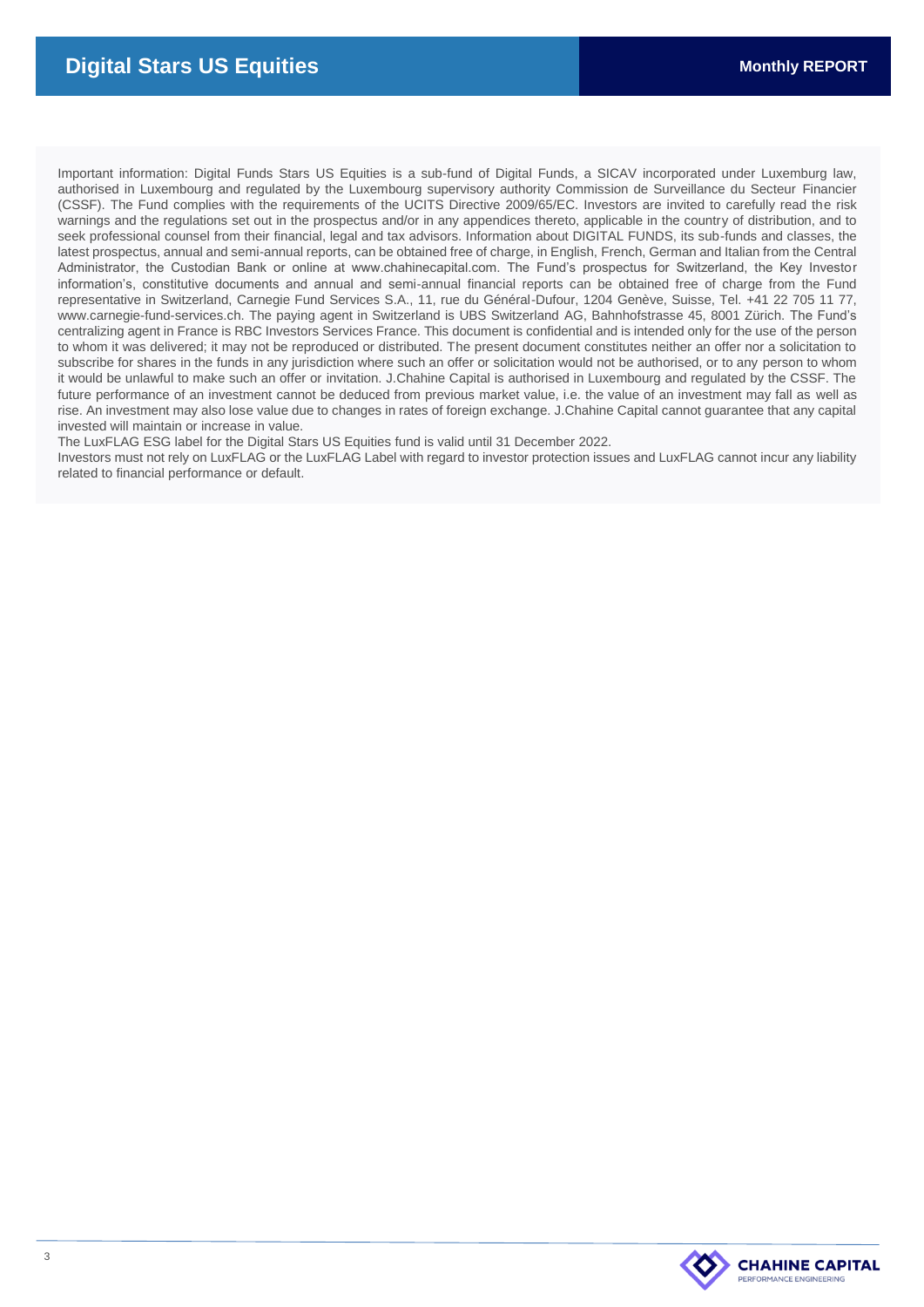Important information: Digital Funds Stars US Equities is a sub-fund of Digital Funds, a SICAV incorporated under Luxemburg law, authorised in Luxembourg and regulated by the Luxembourg supervisory authority Commission de Surveillance du Secteur Financier (CSSF). The Fund complies with the requirements of the UCITS Directive 2009/65/EC. Investors are invited to carefully read the risk warnings and the regulations set out in the prospectus and/or in any appendices thereto, applicable in the country of distribution, and to seek professional counsel from their financial, legal and tax advisors. Information about DIGITAL FUNDS, its sub-funds and classes, the latest prospectus, annual and semi-annual reports, can be obtained free of charge, in English, French, German and Italian from the Central Administrator, the Custodian Bank or online at www.chahinecapital.com. The Fund's prospectus for Switzerland, the Key Investor information's, constitutive documents and annual and semi-annual financial reports can be obtained free of charge from the Fund representative in Switzerland, Carnegie Fund Services S.A., 11, rue du Général-Dufour, 1204 Genève, Suisse, Tel. +41 22 705 11 77, www.carnegie-fund-services.ch. The paying agent in Switzerland is UBS Switzerland AG, Bahnhofstrasse 45, 8001 Zürich. The Fund's centralizing agent in France is RBC Investors Services France. This document is confidential and is intended only for the use of the person to whom it was delivered; it may not be reproduced or distributed. The present document constitutes neither an offer nor a solicitation to subscribe for shares in the funds in any jurisdiction where such an offer or solicitation would not be authorised, or to any person to whom it would be unlawful to make such an offer or invitation. J.Chahine Capital is authorised in Luxembourg and regulated by the CSSF. The future performance of an investment cannot be deduced from previous market value, i.e. the value of an investment may fall as well as rise. An investment may also lose value due to changes in rates of foreign exchange. J.Chahine Capital cannot guarantee that any capital invested will maintain or increase in value.

The LuxFLAG ESG label for the Digital Stars US Equities fund is valid until 31 December 2022.

Investors must not rely on LuxFLAG or the LuxFLAG Label with regard to investor protection issues and LuxFLAG cannot incur any liability related to financial performance or default.